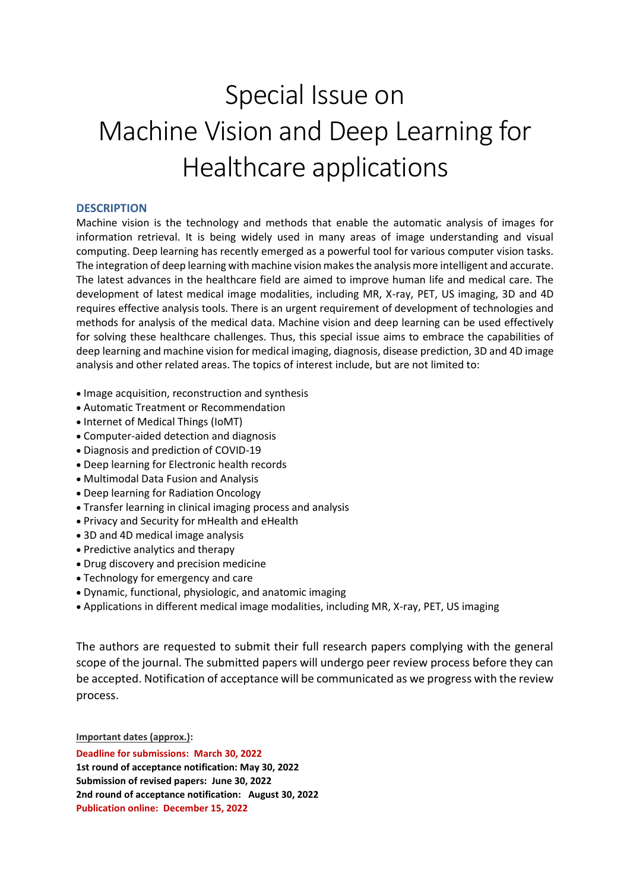# Special Issue on Machine Vision and Deep Learning for Healthcare applications

## DESCRIPTION

Machine vision is the technology and methods that enable the automatic analysis of images for information retrieval. It is being widely used in many areas of image understanding and visual computing. Deep learning has recently emerged as a powerful tool for various computer vision tasks. The integration of deep learning with machine vision makes the analysis more intelligent and accurate. The latest advances in the healthcare field are aimed to improve human life and medical care. The development of latest medical image modalities, including MR, X-ray, PET, US imaging, 3D and 4D requires effective analysis tools. There is an urgent requirement of development of technologies and methods for analysis of the medical data. Machine vision and deep learning can be used effectively for solving these healthcare challenges. Thus, this special issue aims to embrace the capabilities of deep learning and machine vision for medical imaging, diagnosis, disease prediction, 3D and 4D image analysis and other related areas. The topics of interest include, but are not limited to:

- Image acquisition, reconstruction and synthesis
- Automatic Treatment or Recommendation
- Internet of Medical Things (IoMT)
- Computer-aided detection and diagnosis
- Diagnosis and prediction of COVID-19
- Deep learning for Electronic health records
- Multimodal Data Fusion and Analysis
- Deep learning for Radiation Oncology
- Transfer learning in clinical imaging process and analysis
- Privacy and Security for mHealth and eHealth
- 3D and 4D medical image analysis
- Predictive analytics and therapy
- Drug discovery and precision medicine
- Technology for emergency and care
- Dynamic, functional, physiologic, and anatomic imaging
- Applications in different medical image modalities, including MR, X-ray, PET, US imaging

The authors are requested to submit their full research papers complying with the general scope of the journal. The submitted papers will undergo peer review process before they can be accepted. Notification of acceptance will be communicated as we progress with the review process.

**Important dates (approx.):**

**Deadline for submissions: March 30, 2022**
**1st round of acceptance notification: May 30, 2022**
**Submission of revised papers: June 30, 2022**
**2nd round of acceptance notification: August 30, 2022**
**Publication online: December 15, 2022**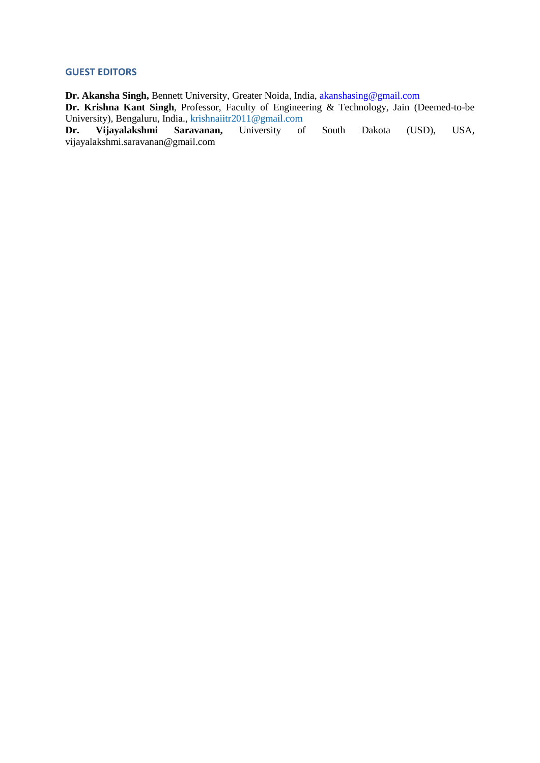### GUEST EDITORS

**Dr. Akansha Singh,** Bennett University, Greater Noida, India, akanshasing@gmail.com
**Dr. Krishna Kant Singh**, Professor, Faculty of Engineering & Technology, Jain (Deemed-to-be University), Bengaluru, India., krishnaiitr2011@gmail.com
**Dr. Vijayalakshmi Saravanan,** University of South Dakota (USD), USA, vijayalakshmi.saravanan@gmail.com